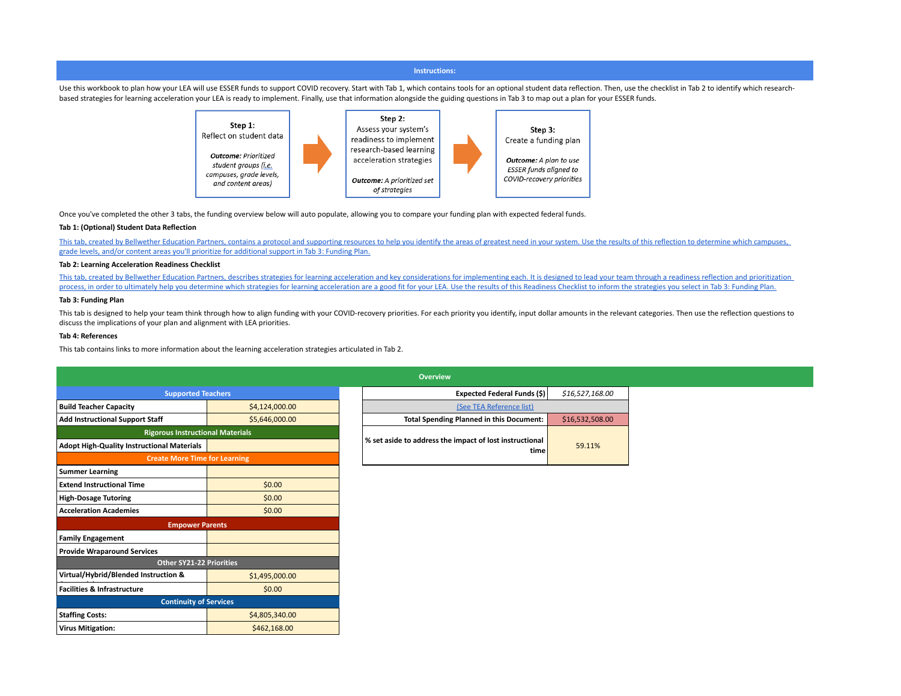## Instructions:

Use this workbook to plan how your LEA will use ESSER funds to support COVID recovery. Start with Tab 1, which contains tools for an optional student data reflection. Then, use the checklist in Tab 2 to identify which research-based strategies for learning acceleration your LEA is ready to implement. Finally, use that information alongside the guiding questions in Tab 3 to map out a plan for your ESSER funds.

**Step 1:**
Reflect on student data

***Outcome:*** *Prioritized student groups (i.e. campuses, grade levels, and content areas)*

→

**Step 2:**
Assess your system's readiness to implement research-based learning acceleration strategies

***Outcome:*** *A prioritized set of strategies*

→

**Step 3:**
Create a funding plan

***Outcome:*** *A plan to use ESSER funds aligned to COVID-recovery priorities*

Once you've completed the other 3 tabs, the funding overview below will auto populate, allowing you to compare your funding plan with expected federal funds.

**Tab 1: (Optional) Student Data Reflection**

This tab, created by Bellwether Education Partners, contains a protocol and supporting resources to help you identify the areas of greatest need in your system. Use the results of this reflection to determine which campuses, grade levels, and/or content areas you'll prioritize for additional support in Tab 3: Funding Plan.

**Tab 2: Learning Acceleration Readiness Checklist**

This tab, created by Bellwether Education Partners, describes strategies for learning acceleration and key considerations for implementing each. It is designed to lead your team through a readiness reflection and prioritization process, in order to ultimately help you determine which strategies for learning acceleration are a good fit for your LEA. Use the results of this Readiness Checklist to inform the strategies you select in Tab 3: Funding Plan.

**Tab 3: Funding Plan**

This tab is designed to help your team think through how to align funding with your COVID-recovery priorities. For each priority you identify, input dollar amounts in the relevant categories. Then use the reflection questions to discuss the implications of your plan and alignment with LEA priorities.

**Tab 4: References**

This tab contains links to more information about the learning acceleration strategies articulated in Tab 2.

## Overview

| Category | Amount |
|---|---|
| **Supported Teachers** | |
| **Build Teacher Capacity** | $4,124,000.00 |
| **Add Instructional Support Staff** | $5,646,000.00 |
| **Rigorous Instructional Materials** | |
| **Adopt High-Quality Instructional Materials** | |
| **Create More Time for Learning** | |
| **Summer Learning** | |
| **Extend Instructional Time** | $0.00 |
| **High-Dosage Tutoring** | $0.00 |
| **Acceleration Academies** | $0.00 |
| **Empower Parents** | |
| **Family Engagement** | |
| **Provide Wraparound Services** | |
| **Other SY21-22 Priorities** | |
| **Virtual/Hybrid/Blended Instruction &** | $1,495,000.00 |
| **Facilities & Infrastructure** | $0.00 |
| **Continuity of Services** | |
| **Staffing Costs:** | $4,805,340.00 |
| **Virus Mitigation:** | $462,168.00 |

| | |
|---|---|
| **Expected Federal Funds ($)** | *$16,527,168.00* |
| (See TEA Reference list) | |
| **Total Spending Planned in this Document:** | $16,532,508.00 |
| **% set aside to address the impact of lost instructional time** | 59.11% |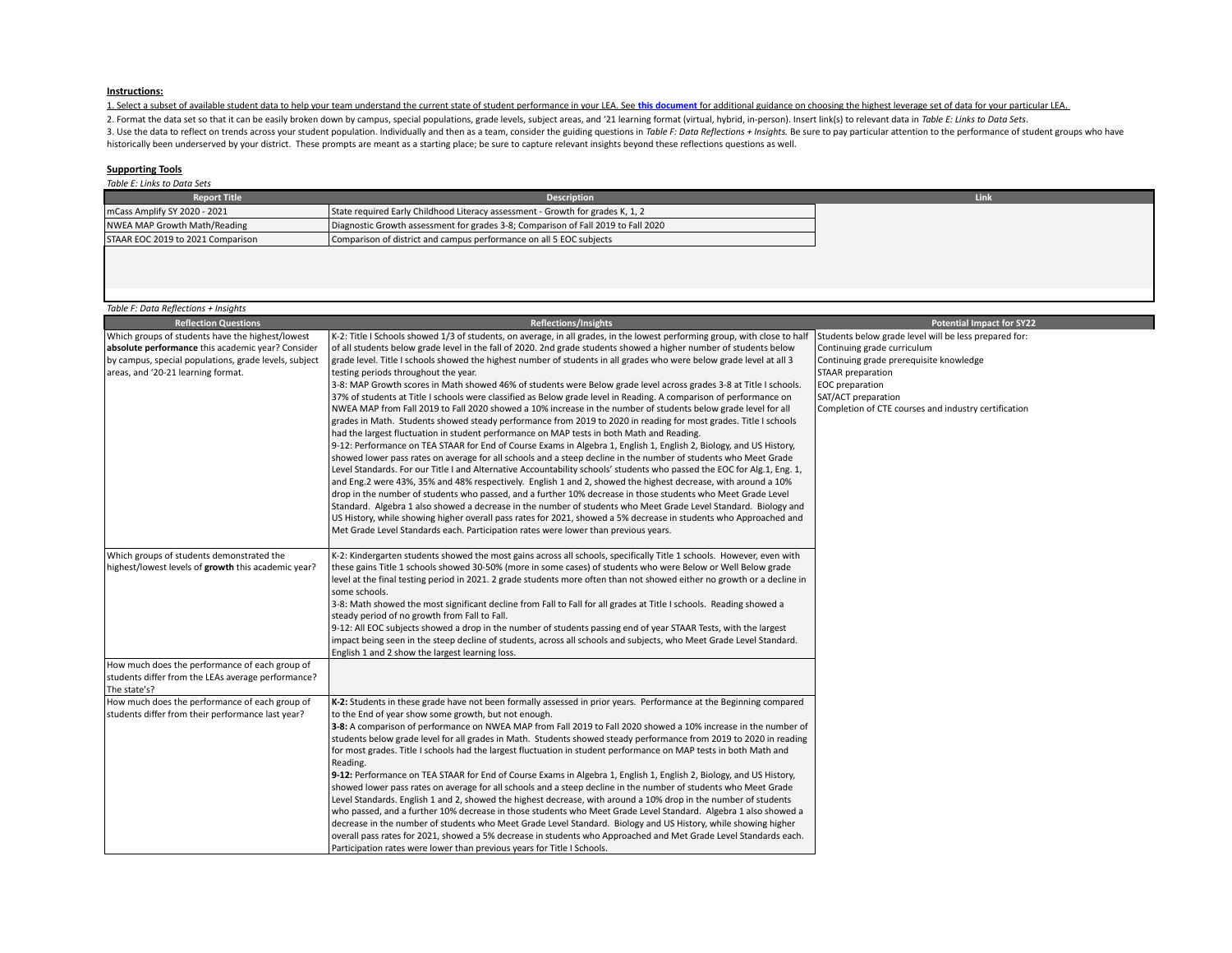**Instructions:**

1. Select a subset of available student data to help your team understand the current state of student performance in your LEA. See **this document** for additional guidance on choosing the highest leverage set of data for your particular LEA.

2. Format the data set so that it can be easily broken down by campus, special populations, grade levels, subject areas, and '21 learning format (virtual, hybrid, in-person). Insert link(s) to relevant data in *Table E: Links to Data Sets*.

3. Use the data to reflect on trends across your student population. Individually and then as a team, consider the guiding questions in *Table F: Data Reflections + Insights.* Be sure to pay particular attention to the performance of student groups who have historically been underserved by your district. These prompts are meant as a starting place; be sure to capture relevant insights beyond these reflections questions as well.

**Supporting Tools**

*Table E: Links to Data Sets*

| Report Title | Description | Link |
| --- | --- | --- |
| mCass Amplify SY 2020 - 2021 | State required Early Childhood Literacy assessment - Growth for grades K, 1, 2 | |
| NWEA MAP Growth Math/Reading | Diagnostic Growth assessment for grades 3-8; Comparison of Fall 2019 to Fall 2020 | |
| STAAR EOC 2019 to 2021 Comparison | Comparison of district and campus performance on all 5 EOC subjects | |
| | | |

*Table F: Data Reflections + Insights*

| Reflection Questions | Reflections/Insights | Potential Impact for SY22 |
| --- | --- | --- |
| Which groups of students have the highest/lowest **absolute performance** this academic year? Consider by campus, special populations, grade levels, subject areas, and '20-21 learning format. | K-2: Title I Schools showed 1/3 of students, on average, in all grades, in the lowest performing group, with close to half of all students below grade level in the fall of 2020. 2nd grade students showed a higher number of students below grade level. Title I schools showed the highest number of students in all grades who were below grade level at all 3 testing periods throughout the year.<br>3-8: MAP Growth scores in Math showed 46% of students were Below grade level across grades 3-8 at Title I schools. 37% of students at Title I schools were classified as Below grade level in Reading. A comparison of performance on NWEA MAP from Fall 2019 to Fall 2020 showed a 10% increase in the number of students below grade level for all grades in Math. Students showed steady performance from 2019 to 2020 in reading for most grades. Title I schools had the largest fluctuation in student performance on MAP tests in both Math and Reading.<br>9-12: Performance on TEA STAAR for End of Course Exams in Algebra 1, English 1, English 2, Biology, and US History, showed lower pass rates on average for all schools and a steep decline in the number of students who Meet Grade Level Standards. For our Title I and Alternative Accountability schools' students who passed the EOC for Alg.1, Eng. 1, and Eng.2 were 43%, 35% and 48% respectively. English 1 and 2, showed the highest decrease, with around a 10% drop in the number of students who passed, and a further 10% decrease in those students who Meet Grade Level Standard. Algebra 1 also showed a decrease in the number of students who Meet Grade Level Standard. Biology and US History, while showing higher overall pass rates for 2021, showed a 5% decrease in students who Approached and Met Grade Level Standards each. Participation rates were lower than previous years. | Students below grade level will be less prepared for:<br>Continuing grade curriculum<br>Continuing grade prerequisite knowledge<br>STAAR preparation<br>EOC preparation<br>SAT/ACT preparation<br>Completion of CTE courses and industry certification |
| Which groups of students demonstrated the highest/lowest levels of **growth** this academic year? | K-2: Kindergarten students showed the most gains across all schools, specifically Title 1 schools. However, even with these gains Title 1 schools showed 30-50% (more in some cases) of students who were Below or Well Below grade level at the final testing period in 2021. 2 grade students more often than not showed either no growth or a decline in some schools.<br>3-8: Math showed the most significant decline from Fall to Fall for all grades at Title I schools. Reading showed a steady period of no growth from Fall to Fall.<br>9-12: All EOC subjects showed a drop in the number of students passing end of year STAAR Tests, with the largest impact being seen in the steep decline of students, across all schools and subjects, who Meet Grade Level Standard. English 1 and 2 show the largest learning loss. | |
| How much does the performance of each group of students differ from the LEAs average performance? The state's? | | |
| How much does the performance of each group of students differ from their performance last year? | **K-2:** Students in these grade have not been formally assessed in prior years. Performance at the Beginning compared to the End of year show some growth, but not enough.<br>**3-8:** A comparison of performance on NWEA MAP from Fall 2019 to Fall 2020 showed a 10% increase in the number of students below grade level for all grades in Math. Students showed steady performance from 2019 to 2020 in reading for most grades. Title I schools had the largest fluctuation in student performance on MAP tests in both Math and Reading.<br>**9-12:** Performance on TEA STAAR for End of Course Exams in Algebra 1, English 1, English 2, Biology, and US History, showed lower pass rates on average for all schools and a steep decline in the number of students who Meet Grade Level Standards. English 1 and 2, showed the highest decrease, with around a 10% drop in the number of students who passed, and a further 10% decrease in those students who Meet Grade Level Standard. Algebra 1 also showed a decrease in the number of students who Meet Grade Level Standard. Biology and US History, while showing higher overall pass rates for 2021, showed a 5% decrease in students who Approached and Met Grade Level Standards each. Participation rates were lower than previous years for Title I Schools. | |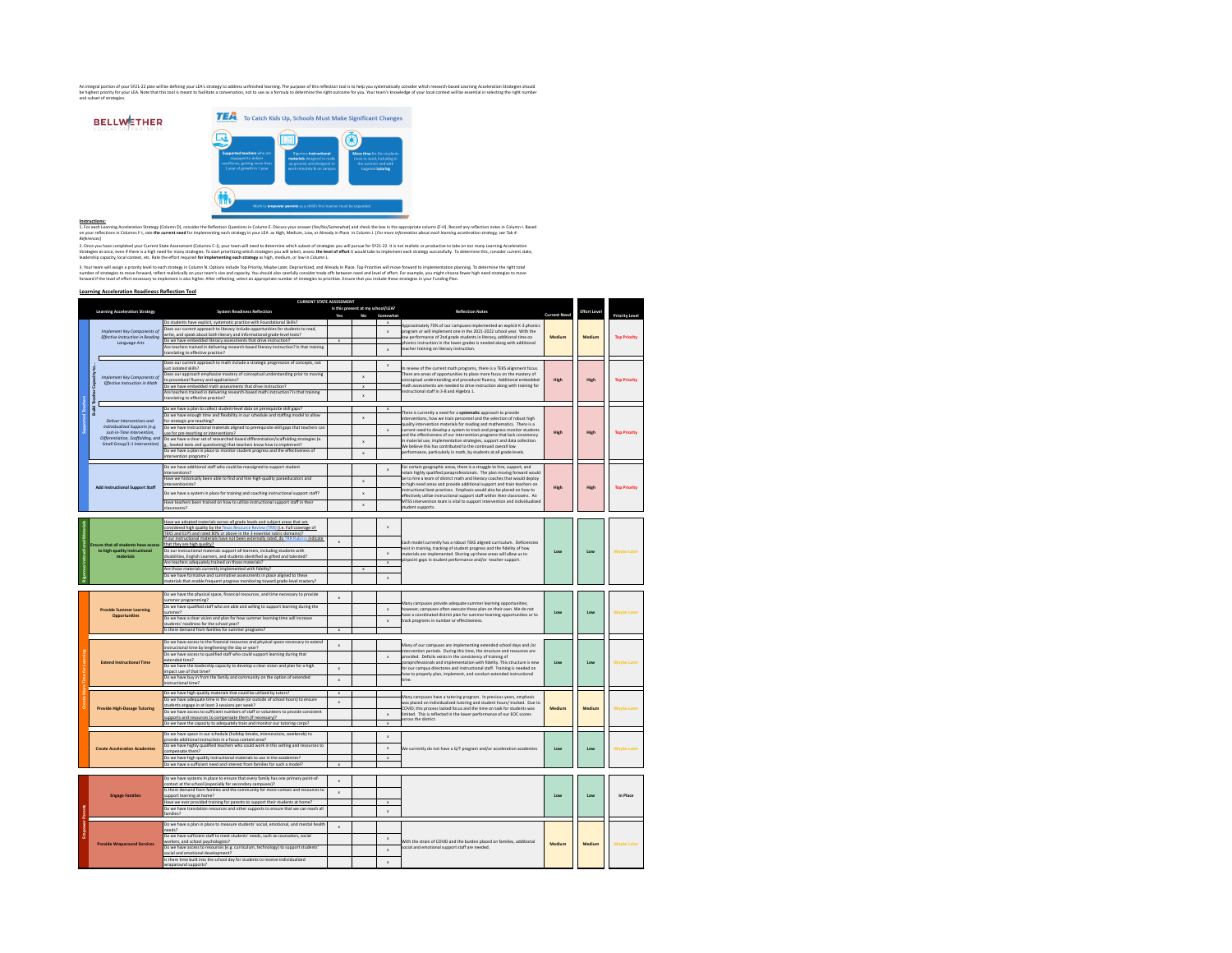An integral portion of your SY21-22 plan will be defining your LEA's strategy to address unfinished learning. The purpose of this reflection tool is to help you systematically consider which research-based Learning Acceleration Strategies should be highest priority for your LEA. Note that this tool is meant to facilitate a conversation, not to use as a formula to determine the right outcome for you. Your team's knowledge of your local context will be essential in selecting the right number and subset of strategies.

**Instructions:**

1. For each Learning Acceleration Strategy (Column D), consider the Reflection Questions in Column E. Discuss your answer (Yes/No/Somewhat) and check the box in the appropriate column (F-H). Record any reflection notes in Column I. Based on your reflections in Columns F-I, rate **the current need** for implementing each strategy in your LEA as High, Medium, Low, or Already in Place in Column J. *[For more information about each learning acceleration strategy, see Tab 4: References]*

2. Once you have completed your Current State Assessment (Columns C-J), your team will need to determine which subset of strategies you will pursue for SY21-22. It is not realistic or productive to take on too many Learning Acceleration Strategies at once, even if there is a high need for many strategies. To start prioritizing which strategies you will select, assess **the level of effort** it would take to implement each strategy successfully. To determine this, consider current state, leadership capacity, local context, etc. Rate the effort required **for implementing each strategy** as high, medium, or low in *Column L*.

3. Your team will assign a priority level to each strategy in Column N. Options include Top Priority, Maybe Later, Deprioritized, and Already In Place. Top Priorities will move forward to implementation planning. To determine the right total number of strategies to move forward, reflect realistically on your team's size and capacity. You should also carefully consider trade offs between need and level of effort. For example, you might choose fewer high need strategies to move forward if the level of effort necessary to implement is also higher. After reflecting, select an appropriate number of strategies to prioritize. Ensure that you include these strategies in your Funding Plan.

**Learning Acceleration Readiness Reflection Tool**

| Area | Learning Acceleration Strategy | System Readiness Reflection | Yes | No | Somewhat | Reflection Notes | Current Need | Effort Level | Priority Level |
|---|---|---|---|---|---|---|---|---|---|
| Supported Teachers – Build Teacher Capacity to... | Implement Key Components of Effective Instruction in Reading Language Arts | Do students have explicit, systematic practice with Foundational Skills? | | | x | Approximately 70% of our campuses implemented an explicit K-2 phonics program or will implement one in the 2021-2022 school year. With the low performance of 2nd grade students in literacy, additional time on phonics instruction in the lower grades is needed along with additional teacher training on literacy instruction. | Medium | Medium | Top Priority |
| | | Does our current approach to literacy include opportunities for students to read, write, and speak about both literary and informational grade-level texts? | | | x | | | | |
| | | Do we have embedded literacy assessments that drive instruction? | x | | | | | | |
| | | Are teachers trained in delivering research-based literacy instruction? Is that training translating to effective practice? | | | x | | | | |
| | Implement Key Components of Effective Instruction in Math | Does our current approach to math include a strategic progression of concepts, not just isolated skills? | | | x | In review of the current math programs, there is a TEKS alignment focus. There are areas of opportunities to place more focus on the mastery of conceptual understanding and procedural fluency. Additional embedded math assessments are needed to drive instruction along with training for instructional staff in 3-8 and Algebra 1. | High | High | Top Priority |
| | | Does our approach emphasize mastery of conceptual understanding prior to moving to procedural fluency and applications? | | x | | | | | |
| | | Do we have embedded math assessments that drive instruction? | | x | | | | | |
| | | Are teachers trained in delivering research-based math instruction? Is that training translating to effective practice? | | x | | | | | |
| | Deliver Interventions and Individualized Supports (e.g. Just-in-Time Intervention, Differentiation, Scaffolding, and Small Group/1:1 Intervention) | Do we have a plan to collect student-level data on prerequisite skill gaps? | | | x | There is currently a need for a **systematic** approach to provide interventions, how we train personnel and the selection of robust high quality intervention materials for reading and mathematics. There is a current need to develop a system to track and progress monitor students and the effectiveness of our intervention programs that lack consistency in material use, implementation strategies, support and data collection. We believe this has contributed to the continued overall low performance, particularly in math, by students at all grade levels. | High | High | Top Priority |
| | | Do we have enough time and flexibility in our schedule and staffing model to allow for strategic pre-teaching? | | x | | | | | |
| | | Do we have instructional materials aligned to prerequisite skill gaps that teachers can use for pre-teaching or interventions? | | | x | | | | |
| | | Do we have a clear set of research-based differentiation/scaffolding strategies (e.g., leveled texts and questioning) that teachers know how to implement? | | x | | | | | |
| | | Do we have a plan in place to monitor student progress and the effectiveness of intervention programs? | | x | | | | | |
| | Add Instructional Support Staff | Do we have additional staff who could be reassigned to support student interventions? | | | x | For certain geographic areas, there is a struggle to hire, support, and retain highly qualified paraprofessionals. The plan moving forward would be to hire a team of district math and literacy coaches that would deploy to high need areas and provide additional support and train teachers on instructional best practices. Emphasis would also be placed on how to effectively utilize instructional support staff within their classrooms. An MTSS intervention team is vital to support intervention and individualized student supports. | High | High | Top Priority |
| | | Have we historically been able to find and hire high-quality paraeducators and interventionists? | | x | | | | | |
| | | Do we have a system in place for training and coaching instructional support staff? | | x | | | | | |
| | | Have teachers been trained on how to utilize instructional support staff in their classrooms? | | x | | | | | |
| Rigorous Instructional Materials | Ensure that all students have access to high-quality instructional materials | Have we adopted materials across all grade levels and subject areas that are considered high quality by the Texas Resource Review (TRR) (i.e. Full coverage of TEKS and ELPS and rated 80% or above in the 3 essential rubric domains)? | | | x | Each model currently has a robust TEKS aligned curriculum. Deficiencies exist in training, tracking of student progress and the fidelity of how materials are implemented. Shoring up these areas will allow us to pinpoint gaps in student performance and/or teacher support. | Low | Low | Maybe Later |
| | | If our instructional materials have not been externally rated, do TRR Rubrics indicate that they are high quality? | x | | | | | | |
| | | Do our instructional materials support all learners, including students with disabilities, English Learners, and students identified as gifted and talented? | | | x | | | | |
| | | Are teachers adequately trained on those materials? | | | x | | | | |
| | | Are those materials currently implemented with fidelity? | | x | | | | | |
| | | Do we have formative and summative assessments in place aligned to these materials that enable frequent progress monitoring toward grade-level mastery? | | | x | | | | |
| Create More Time for Learning | Provide Summer Learning Opportunities | Do we have the physical space, financial resources, and time necessary to provide summer programming? | x | | | Many campuses provide adequate summer learning opportunities; however, campuses often execute these plan on their own. We do not have a coordinated district plan for summer learning opportunities or to track programs in number or effectiveness. | Low | Low | Maybe Later |
| | | Do we have qualified staff who are able and willing to support learning during the summer? | | | x | | | | |
| | | Do we have a clear vision and plan for how summer learning time will increase students' readiness for the school year? | | | x | | | | |
| | | Is there demand from families for summer programs? | x | | | | | | |
| | Extend Instructional Time | Do we have access to the financial resources and physical space necessary to extend instructional time by lengthening the day or year? | x | | | Many of our campuses are implementing extended school days and /or intervention periods. During this time, the structure and resources are provided. Deficits exists in the consistency of training of paraprofessionals and implementation with fidelity. This structure is new for our campus directors and instructional staff. Training is needed on how to properly plan, implement, and conduct extended instructional time. | Low | Low | Maybe Later |
| | | Do we have access to qualified staff who could support learning during extended time? | | | x | | | | |
| | | Do we have the leadership capacity to develop a clear vision and plan for a high impact use of that time? | x | | | | | | |
| | | Do we have buy in from the family and community on the option of extended instructional time? | x | | | | | | |
| | Provide High-Dosage Tutoring | Do we have high-quality materials that could be utilized by tutors? | x | | | Many campuses have a tutoring program. In previous years, emphasis was placed on individualized tutoring and student hours/ tracked. Due to COVID, this process lacked focus and the time on task for students was limited. This is reflected in the lower performance of our EOC scores across the district. | Medium | Medium | Maybe Later |
| | | Do we have adequate time in the schedule (or outside of school hours) to ensure students engage in at least 3 sessions per week? | x | | | | | | |
| | | Do we have access to sufficient numbers of staff or volunteers to provide consistent supports and resources to compensate them (if necessary)? | | | x | | | | |
| | | Do we have the capacity to adequately train and monitor our tutoring corps? | | | x | | | | |
| | Create Acceleration Academies | Do we have space in our schedule (holiday breaks, intersessions, weekends) to provide additional instruction in a focus content area? | | | x | We currently do not have a G/T program and/or acceleration academies | Low | Low | Maybe Later |
| | | Do we have highly qualified teachers who could work in this setting and resources to compensate them? | | | x | | | | |
| | | Do we have high quality instructional materials to use in the academies? | | | x | | | | |
| | | Do we have a sufficient need and interest from families for such a model? | x | | | | | | |
| Empower Parents | Engage Families | Do we have systems in place to ensure that every family has one primary point-of-contact at the school (especially for secondary campuses)? | x | | | | Low | Low | In Place |
| | | Is there demand from families and the community for more contact and resources to support learning at home? | x | | | | | | |
| | | Have we ever provided training for parents to support their students at home? | | | x | | | | |
| | | Do we have translation resources and other supports to ensure that we can reach all families? | | | x | | | | |
| | Provide Wraparound Services | Do we have a plan in place to measure students' social, emotional, and mental health needs? | x | | | With the strain of COVID and the burden placed on families, additional social and emotional support staff are needed. | Medium | Medium | Maybe Later |
| | | Do we have sufficient staff to meet students' needs, such as counselors, social workers, and school psychologists? | | | x | | | | |
| | | Do we have access to resources (e.g. curriculum, technology) to support students' social and emotional development? | | | x | | | | |
| | | Is there time built into the school day for students to receive individualized wraparound supports? | | | x | | | | |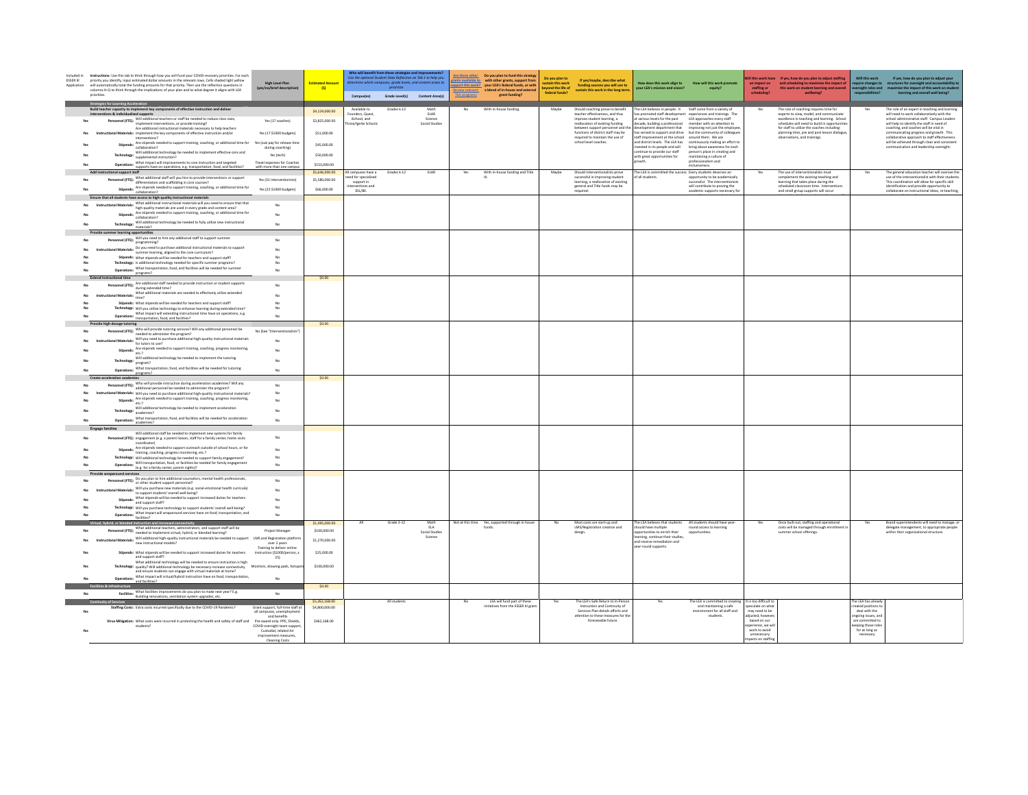| Included in ESSER III Application | Instructions: Use this tab to think through how you will fund your COVID-recovery priorities. For each priority you identify, input estimated dollar amounts in the relevant rows. Cells shaded light yellow will automatically total the funding amounts for that priority. Then use the reflection questions in columns H-Q to think through the implications of your plan and to what degree it aligns with LEA priorities. | High Level Plan (yes/no/brief description) | Estimated Amount ($) | Who will benefit from these strategies and improvements? Use the optional Student Data Reflection on Tab 1 to help you determine which campuses, grade levels, and content areas to prioritize — Campus(es) | Grade Level(s) | Content Area(s) | Are there other grants available to support this work? Review relevant TEA programs | Do you plan to fund this strategy with other grants, support from your LEA's federal funds, or with a blend of in-house and external grant funding? | Do you plan to sustain this work beyond the life of federal funds? | If yes/maybe, describe what funding sources you will use to sustain this work in the long-term. | How does this work align to your LEA's mission and vision? | How will this work promote equity? | Will this work have an impact on staffing or scheduling? | If yes, how do you plan to adjust staffing and scheduling to maximize the impact of this work on student learning and overall wellbeing? | Will this work require changes to oversight roles and responsibilities? | If yes, how do you plan to adjust your structures for oversight and accountability to maximize the impact of this work on student learning and overall well being? |
|---|---|---|---|---|---|---|---|---|---|---|---|---|---|---|---|---|
| | **Strategies for Learning Acceleration** | | | | | | | | | | | | | | | |
| | **Build teacher capacity to implement key components of effective instruction and deliver interventions & individualized supports** | | $4,124,000.00 | Available to Founders, Quest, iSchool, and Thrive/Ignite Schools | Grades k-12 | Math ELAR Science Social Studies | No | With in-house funding. | Maybe | Should coaching prove to benefit teacher effectiveness, and thus improve student learning, a reallocation of existing funding between support personnel and the functions of district staff may be required to maintain the use of school level coaches. | The LEA believes in people. It has promoted staff development at various levels for the past decade, building a professional development department that has served to support and drive staff improvement at the school and district levels. The LEA has invested in its people and will continue to provide our staff with great opportunities for growth. | Staff come from a variety of experiences and trainings. The LEA approaches every staff member with an attention to improving not just the employee, but the community of colleagues around them. We are continuously making an effort to bring about awareness for each person's place in creating and maintaining a culture of professionalism and inclusiveness. | Yes | The role of coaching requires time for experts to view, model, and communicate excellence in teaching and learning. School schedules will need to build in opportunities for staff to utilize the coaches including: planning time, pre and post lesson dialogue, observations, and trainings. | Yes | The role of an expert in teaching and learning will need to work collaboratively with the school administrative staff. Campus Leaders will help to identify the staff in need of coaching, and coaches will be vital in communicating progress and growth. This collaborative approach to staff effectiveness will be achieved through clear and consistent communication and leadership oversight. |
| Yes | Personnel (FTE): Will additional teachers or staff be needed to reduce class sizes, implement interventions, or provide training? | Yes (17 coaches) | $3,825,000.00 | | | | | | | | | | | | | |
| Yes | Instructional Materials: Are additional instructional materials necessary to help teachers implement the key components of effective instruction and/or interventions? | Yes (17 $1000 budgets) | $51,000.00 | | | | | | | | | | | | | |
| Yes | Stipends: Are stipends needed to support training, coaching, or additional time for collaboration? | Yes (sub pay for release time during coaching) | $45,000.00 | | | | | | | | | | | | | |
| Yes | Technology: Will additional technology be needed to implement effective core and supplemental instruction? | Yes (tech) | $50,000.00 | | | | | | | | | | | | | |
| Yes | Operations: What impact will improvements to core instruction and targeted supports have on operations, e.g. transportation, food, and facilities? | Travel expenses for Coaches with more than one campus | $153,000.00 | | | | | | | | | | | | | |
| | **Add instructional support staff** | | $5,646,000.00 | All campuses have a need for specialized support in interventions and ESL/BIL | Grades k-12 | ELAR | Yes | With in-house funding and Title III. | Maybe | Should interventionalists prove successful in improving student learning, a reallocation of existing general and Title funds may be required. | The LEA is committed the success of all students. | Every students deserves an opportunity to be academically successful. The interventionists will contribute to proving the academic supports necessary for | Yes | The use of interventionalists must complement the existing teaching and learning that takes place during the scheduled classroom time. Interventions and small group supports will occur | Yes | The general education teacher will oversee the use of the interventionalist with their students. This coordination will allow for specific skill identification and provide opportunity to collaborate on instructional ideas, re-teaching, |
| Yes | Personnel (FTE): What additional staff will you hire to provide interventions or support differentiation and scaffolding in core courses? | Yes (31 Interventionists) | $5,580,000.00 | | | | | | | | | | | | | |
| Yes | Stipends: Are stipends needed to support training, coaching, or additional time for collaboration? | Yes (22 $1000 budgets) | $66,000.00 | | | | | | | | | | | | | |
| | **Ensure that all students have access to high-quality instructional materials** | | | | | | | | | | | | | | | |
| No | Instructional Materials: What additional instructional materials will you need to ensure that high-quality materials are used in every grade and content area? | No | | | | | | | | | | | | | | |
| No | Stipends: Are stipends needed to support training, coaching, or additional time for collaboration? | No | | | | | | | | | | | | | | |
| No | Technology: Will additional technology be needed to fully utilize new instructional materials? | No | | | | | | | | | | | | | | |
| | **Provide summer learning opportunities** | | | | | | | | | | | | | | | |
| No | Personnel (FTE): Will you need to hire any additional staff to support summer programming? | No | | | | | | | | | | | | | | |
| No | Instructional Materials: Do you need to purchase additional instructional materials to support summer learning, aligned to the core curriculum? | No | | | | | | | | | | | | | | |
| No | Stipends: What stipends will be needed for teachers and support staff? | No | | | | | | | | | | | | | | |
| No | Technology: Is additional technology needed for specific summer programs? | No | | | | | | | | | | | | | | |
| No | Operations: What transportation, food, and facilities will be needed for summer programs? | No | | | | | | | | | | | | | | |
| | **Extend instructional time** | | $0.00 | | | | | | | | | | | | | |
| No | Personnel (FTE): Are additional staff needed to provide instruction or student supports during extended time? | No | | | | | | | | | | | | | | |
| No | Instructional Materials: What additional materials are needed to effectively utilize extended time? | No | | | | | | | | | | | | | | |
| No | Stipends: What stipends will be needed for teachers and support staff? | No | | | | | | | | | | | | | | |
| No | Technology: Will you utilize technology to enhance learning during extended time? | No | | | | | | | | | | | | | | |
| No | Operations: What impact will extending instructional time have on operations, e.g. transportation, food, and facilities? | No | | | | | | | | | | | | | | |
| | **Provide high-dosage tutoring** | | $0.00 | | | | | | | | | | | | | |
| No | Personnel (FTE): Who will provide tutoring services? Will any additional personnel be needed to administer the program? | No (See "Interventionalists") | | | | | | | | | | | | | | |
| No | Instructional Materials: Will you need to purchase additional high-quality instructional materials for tutors to use? | No | | | | | | | | | | | | | | |
| No | Stipends: Are stipends needed to support training, coaching, progress monitoring, etc.? | No | | | | | | | | | | | | | | |
| No | Technology: Will additional technology be needed to implement the tutoring program? | No | | | | | | | | | | | | | | |
| No | Operations: What transportation, food, and facilities will be needed for tutoring programs? | No | | | | | | | | | | | | | | |
| | **Create acceleration academies** | | $0.00 | | | | | | | | | | | | | |
| No | Personnel (FTE): Who will provide instruction during acceleration academies? Will any additional personnel be needed to administer the program? | No | | | | | | | | | | | | | | |
| No | Instructional Materials: Will you need to purchase additional high-quality instructional materials? | No | | | | | | | | | | | | | | |
| No | Stipends: Are stipends needed to support training, coaching, progress monitoring, etc.? | No | | | | | | | | | | | | | | |
| No | Technology: Will additional technology be needed to implement acceleration academies? | No | | | | | | | | | | | | | | |
| No | Operations: What transportation, food, and facilities will be needed for acceleration academies? | No | | | | | | | | | | | | | | |
| | **Engage families** | | | | | | | | | | | | | | | |
| No | Personnel (FTE): Will additional staff be needed to implement new systems for family engagement (e.g. a parent liaison, staff for a family center, home visits coordinator) | No | | | | | | | | | | | | | | |
| No | Stipends: Are stipends needed to support outreach outside of school hours, or for training, coaching, progress monitoring, etc.? | No | | | | | | | | | | | | | | |
| No | Technology: Will additional technology be needed to support family engagement? | No | | | | | | | | | | | | | | |
| No | Operations: Will transportation, food, or facilities be needed for family engagement (e.g. for a family center, parent nights)? | No | | | | | | | | | | | | | | |
| | **Provide wraparound services** | | | | | | | | | | | | | | | |
| No | Personnel (FTE): Do you plan to hire additional counselors, mental health professionals, or other student support personnel? | No | | | | | | | | | | | | | | |
| No | Instructional Materials: Will you purchase new materials (e.g. social-emotional health curricula) to support students' overall well-being? | No | | | | | | | | | | | | | | |
| No | Stipends: What stipends will be needed to support increased duties for teachers and support staff? | No | | | | | | | | | | | | | | |
| No | Technology: Will you purchase technology to support students' overall well-being? | No | | | | | | | | | | | | | | |
| No | Operations: What impact will wraparound services have on food, transportation, and facilities? | No | | | | | | | | | | | | | | |
| | **Virtual, hybrid, or blended instruction and increased connectivity** | | $1,495,000.00 | All | Grade 3-12 | Math ELA Social Studies Science | Not at this time | Yes, supported through in house funds. | No | Most costs are start-up and LMS/Registration creation and design. | The LEA believes that students should have multiple opportunities to enrich their learning, continue their studies, and receive remediation and year-round supports. | All students should have year-round access to learning opportunities. | Yes | Once built out, staffing and operational costs will be managed through enrollment in summer school offerings. | Yes | Brand superintendents will need to manage, or delegate management, to appropriate people within their organizational structure. |
| Yes | Personnel (FTE): What additional teachers, administrators, and support staff will be needed to implement virtual, hybrid, or blended learning? | Project Manager | $100,000.00 | | | | | | | | | | | | | |
| Yes | Instructional Materials: Will additional high-quality instructional materials be needed to support new instructional models? | LMS and Registration platform over 2 years | $1,270,000.00 | | | | | | | | | | | | | |
| Yes | Stipends: What stipends will be needed to support increased duties for teachers and support staff? | Training to deliver online instruction ($1000/person, x 25) | $25,000.00 | | | | | | | | | | | | | |
| Yes | Technology: What additional technology will be needed to ensure instruction is high quality? Will additional technology be necessary increase connectivity and ensure students can engage with virtual materials at home? | Monitors, drawing pads, hotspots | $100,000.00 | | | | | | | | | | | | | |
| No | Operations: What impact will virtual/hybrid instruction have on food, transportation, and facilities? | No | | | | | | | | | | | | | | |
| | **Facilities & Infrastructure** | | $0.00 | | | | | | | | | | | | | |
| No | Facilities: What facilities improvements do you plan to make next year? E.g. Building renovations, ventilation system upgrades, etc. | No | | | | | | | | | | | | | | |
| | **Continuity of Services** | | $5,262,168.00 | | All students | | No | LEA will fund part of these initiatives from the ESSER III grant. | Yes | The LEA's Safe Return to In-Person Instruction and Continuity of Services Plan details efforts and attention to these measures for the foreseeable future. | Yes | The LEA is committed to creating and maintaining a safe environment for all staff and students. | It is too difficult to speculate on what may need to be adjusted, however, based on our experience, we will work to avoid unnecessary impacts on staffing | | The LEA has already created positions to deal with the ongoing issues, and are committed to keeping those roles for as long as necessary. | |
| Yes | Staffing Costs: Extra costs incurred specifically due to the COVID-19 Pandemic? | Grant support, full-time staff at all campuses, unemployment, and benefits | $4,800,000.00 | | | | | | | | | | | | | |
| Yes | Virus Mitigation: What costs were incurred in protecting the health and safety of staff and students? | Pre-award only: PPE, Shields, COVID oversight team support, Custodial, related Air improvement measures, Cleaning Costs | $462,168.00 | | | | | | | | | | | | | |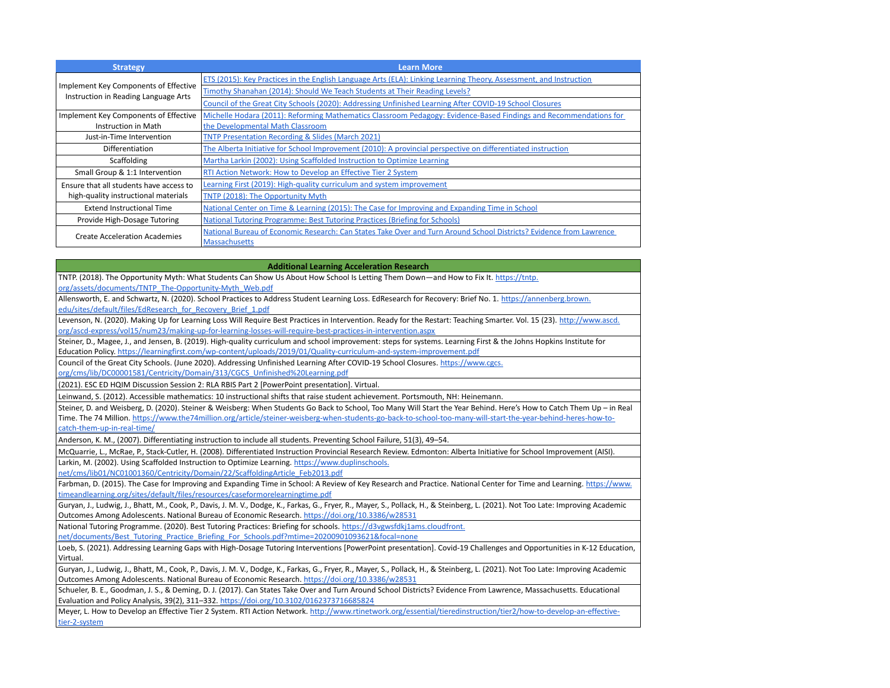| Strategy | Learn More |
|---|---|
| Implement Key Components of Effective Instruction in Reading Language Arts | ETS (2015): Key Practices in the English Language Arts (ELA): Linking Learning Theory, Assessment, and Instruction |
| | Timothy Shanahan (2014): Should We Teach Students at Their Reading Levels? |
| | Council of the Great City Schools (2020): Addressing Unfinished Learning After COVID-19 School Closures |
| Implement Key Components of Effective Instruction in Math | Michelle Hodara (2011): Reforming Mathematics Classroom Pedagogy: Evidence-Based Findings and Recommendations for the Developmental Math Classroom |
| Just-in-Time Intervention | TNTP Presentation Recording & Slides (March 2021) |
| Differentiation | The Alberta Initiative for School Improvement (2010): A provincial perspective on differentiated instruction |
| Scaffolding | Martha Larkin (2002): Using Scaffolded Instruction to Optimize Learning |
| Small Group & 1:1 Intervention | RTI Action Network: How to Develop an Effective Tier 2 System |
| Ensure that all students have access to high-quality instructional materials | Learning First (2019): High-quality curriculum and system improvement |
| | TNTP (2018): The Opportunity Myth |
| Extend Instructional Time | National Center on Time & Learning (2015): The Case for Improving and Expanding Time in School |
| Provide High-Dosage Tutoring | National Tutoring Programme: Best Tutoring Practices (Briefing for Schools) |
| Create Acceleration Academies | National Bureau of Economic Research: Can States Take Over and Turn Around School Districts? Evidence from Lawrence Massachusetts |

| Additional Learning Acceleration Research |
|---|
| TNTP. (2018). The Opportunity Myth: What Students Can Show Us About How School Is Letting Them Down—and How to Fix It. https://tntp.org/assets/documents/TNTP_The-Opportunity-Myth_Web.pdf |
| Allensworth, E. and Schwartz, N. (2020). School Practices to Address Student Learning Loss. EdResearch for Recovery: Brief No. 1. https://annenberg.brown.edu/sites/default/files/EdResearch_for_Recovery_Brief_1.pdf |
| Levenson, N. (2020). Making Up for Learning Loss Will Require Best Practices in Intervention. Ready for the Restart: Teaching Smarter. Vol. 15 (23). http://www.ascd.org/ascd-express/vol15/num23/making-up-for-learning-losses-will-require-best-practices-in-intervention.aspx |
| Steiner, D., Magee, J., and Jensen, B. (2019). High-quality curriculum and school improvement: steps for systems. Learning First & the Johns Hopkins Institute for Education Policy. https://learningfirst.com/wp-content/uploads/2019/01/Quality-curriculum-and-system-improvement.pdf |
| Council of the Great City Schools. (June 2020). Addressing Unfinished Learning After COVID-19 School Closures. https://www.cgcs.org/cms/lib/DC00001581/Centricity/Domain/313/CGCS_Unfinished%20Learning.pdf |
| (2021). ESC ED HQIM Discussion Session 2: RLA RBIS Part 2 [PowerPoint presentation]. Virtual. |
| Leinwand, S. (2012). Accessible mathematics: 10 instructional shifts that raise student achievement. Portsmouth, NH: Heinemann. |
| Steiner, D. and Weisberg, D. (2020). Steiner & Weisberg: When Students Go Back to School, Too Many Will Start the Year Behind. Here's How to Catch Them Up – in Real Time. The 74 Million. https://www.the74million.org/article/steiner-weisberg-when-students-go-back-to-school-too-many-will-start-the-year-behind-heres-how-to-catch-them-up-in-real-time/ |
| Anderson, K. M., (2007). Differentiating instruction to include all students. Preventing School Failure, 51(3), 49–54. |
| McQuarrie, L., McRae, P., Stack-Cutler, H. (2008). Differentiated Instruction Provincial Research Review. Edmonton: Alberta Initiative for School Improvement (AISI). |
| Larkin, M. (2002). Using Scaffolded Instruction to Optimize Learning. https://www.duplinschools.net/cms/lib01/NC01001360/Centricity/Domain/22/ScaffoldingArticle_Feb2013.pdf |
| Farbman, D. (2015). The Case for Improving and Expanding Time in School: A Review of Key Research and Practice. National Center for Time and Learning. https://www.timeandlearning.org/sites/default/files/resources/caseformorelearningtime.pdf |
| Guryan, J., Ludwig, J., Bhatt, M., Cook, P., Davis, J. M. V., Dodge, K., Farkas, G., Fryer, R., Mayer, S., Pollack, H., & Steinberg, L. (2021). Not Too Late: Improving Academic Outcomes Among Adolescents. National Bureau of Economic Research. https://doi.org/10.3386/w28531 |
| National Tutoring Programme. (2020). Best Tutoring Practices: Briefing for schools. https://d3vgwsfdkj1ams.cloudfront.net/documents/Best_Tutoring_Practice_Briefing_For_Schools.pdf?mtime=20200901093621&focal=none |
| Loeb, S. (2021). Addressing Learning Gaps with High-Dosage Tutoring Interventions [PowerPoint presentation]. Covid-19 Challenges and Opportunities in K-12 Education, Virtual. |
| Guryan, J., Ludwig, J., Bhatt, M., Cook, P., Davis, J. M. V., Dodge, K., Farkas, G., Fryer, R., Mayer, S., Pollack, H., & Steinberg, L. (2021). Not Too Late: Improving Academic Outcomes Among Adolescents. National Bureau of Economic Research. https://doi.org/10.3386/w28531 |
| Schueler, B. E., Goodman, J. S., & Deming, D. J. (2017). Can States Take Over and Turn Around School Districts? Evidence From Lawrence, Massachusetts. Educational Evaluation and Policy Analysis, 39(2), 311–332. https://doi.org/10.3102/0162373716685824 |
| Meyer, L. How to Develop an Effective Tier 2 System. RTI Action Network. http://www.rtinetwork.org/essential/tieredinstruction/tier2/how-to-develop-an-effective-tier-2-system |